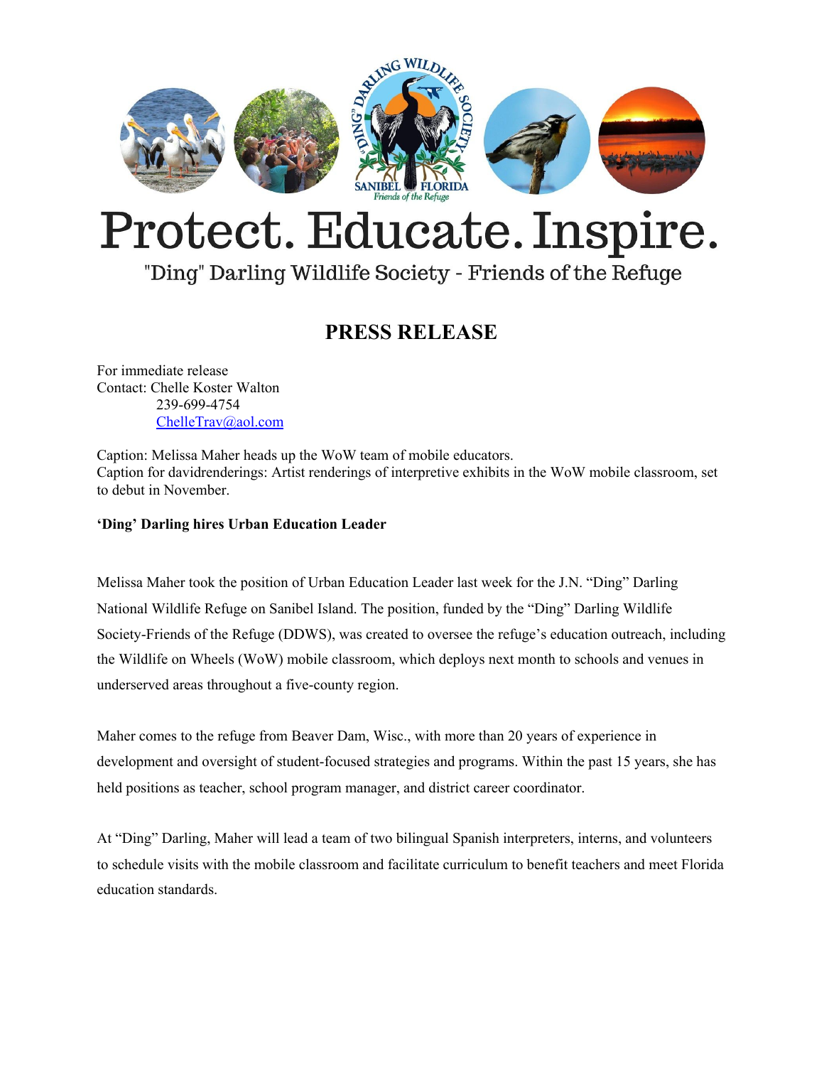# Protect. Educate. Inspire.

"Ding" Darling Wildlife Society - Friends of the Refuge

## PRESS RELEASE

For immediate release
Contact: Chelle Koster Walton
239-699-4754
ChelleTrav@aol.com

Caption: Melissa Maher heads up the WoW team of mobile educators.
Caption for davidrenderings: Artist renderings of interpretive exhibits in the WoW mobile classroom, set to debut in November.

**'Ding' Darling hires Urban Education Leader**

Melissa Maher took the position of Urban Education Leader last week for the J.N. "Ding" Darling National Wildlife Refuge on Sanibel Island. The position, funded by the "Ding" Darling Wildlife Society-Friends of the Refuge (DDWS), was created to oversee the refuge's education outreach, including the Wildlife on Wheels (WoW) mobile classroom, which deploys next month to schools and venues in underserved areas throughout a five-county region.

Maher comes to the refuge from Beaver Dam, Wisc., with more than 20 years of experience in development and oversight of student-focused strategies and programs. Within the past 15 years, she has held positions as teacher, school program manager, and district career coordinator.

At "Ding" Darling, Maher will lead a team of two bilingual Spanish interpreters, interns, and volunteers to schedule visits with the mobile classroom and facilitate curriculum to benefit teachers and meet Florida education standards.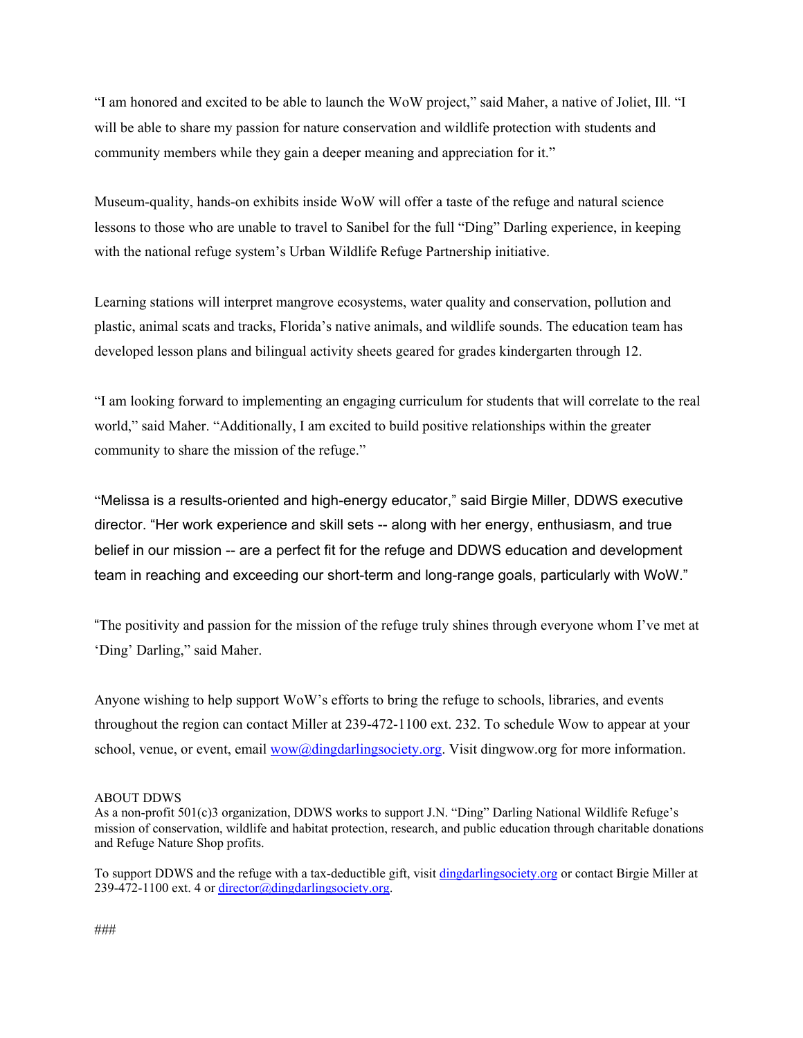"I am honored and excited to be able to launch the WoW project," said Maher, a native of Joliet, Ill. "I will be able to share my passion for nature conservation and wildlife protection with students and community members while they gain a deeper meaning and appreciation for it."

Museum-quality, hands-on exhibits inside WoW will offer a taste of the refuge and natural science lessons to those who are unable to travel to Sanibel for the full "Ding" Darling experience, in keeping with the national refuge system's Urban Wildlife Refuge Partnership initiative.

Learning stations will interpret mangrove ecosystems, water quality and conservation, pollution and plastic, animal scats and tracks, Florida's native animals, and wildlife sounds. The education team has developed lesson plans and bilingual activity sheets geared for grades kindergarten through 12.

"I am looking forward to implementing an engaging curriculum for students that will correlate to the real world," said Maher. "Additionally, I am excited to build positive relationships within the greater community to share the mission of the refuge."

"Melissa is a results-oriented and high-energy educator," said Birgie Miller, DDWS executive director. "Her work experience and skill sets -- along with her energy, enthusiasm, and true belief in our mission -- are a perfect fit for the refuge and DDWS education and development team in reaching and exceeding our short-term and long-range goals, particularly with WoW."

"The positivity and passion for the mission of the refuge truly shines through everyone whom I've met at 'Ding' Darling," said Maher.

Anyone wishing to help support WoW's efforts to bring the refuge to schools, libraries, and events throughout the region can contact Miller at 239-472-1100 ext. 232. To schedule Wow to appear at your school, venue, or event, email wow@dingdarlingsociety.org. Visit dingwow.org for more information.

ABOUT DDWS
As a non-profit 501(c)3 organization, DDWS works to support J.N. "Ding" Darling National Wildlife Refuge's mission of conservation, wildlife and habitat protection, research, and public education through charitable donations and Refuge Nature Shop profits.

To support DDWS and the refuge with a tax-deductible gift, visit dingdarlingsociety.org or contact Birgie Miller at 239-472-1100 ext. 4 or director@dingdarlingsociety.org.

###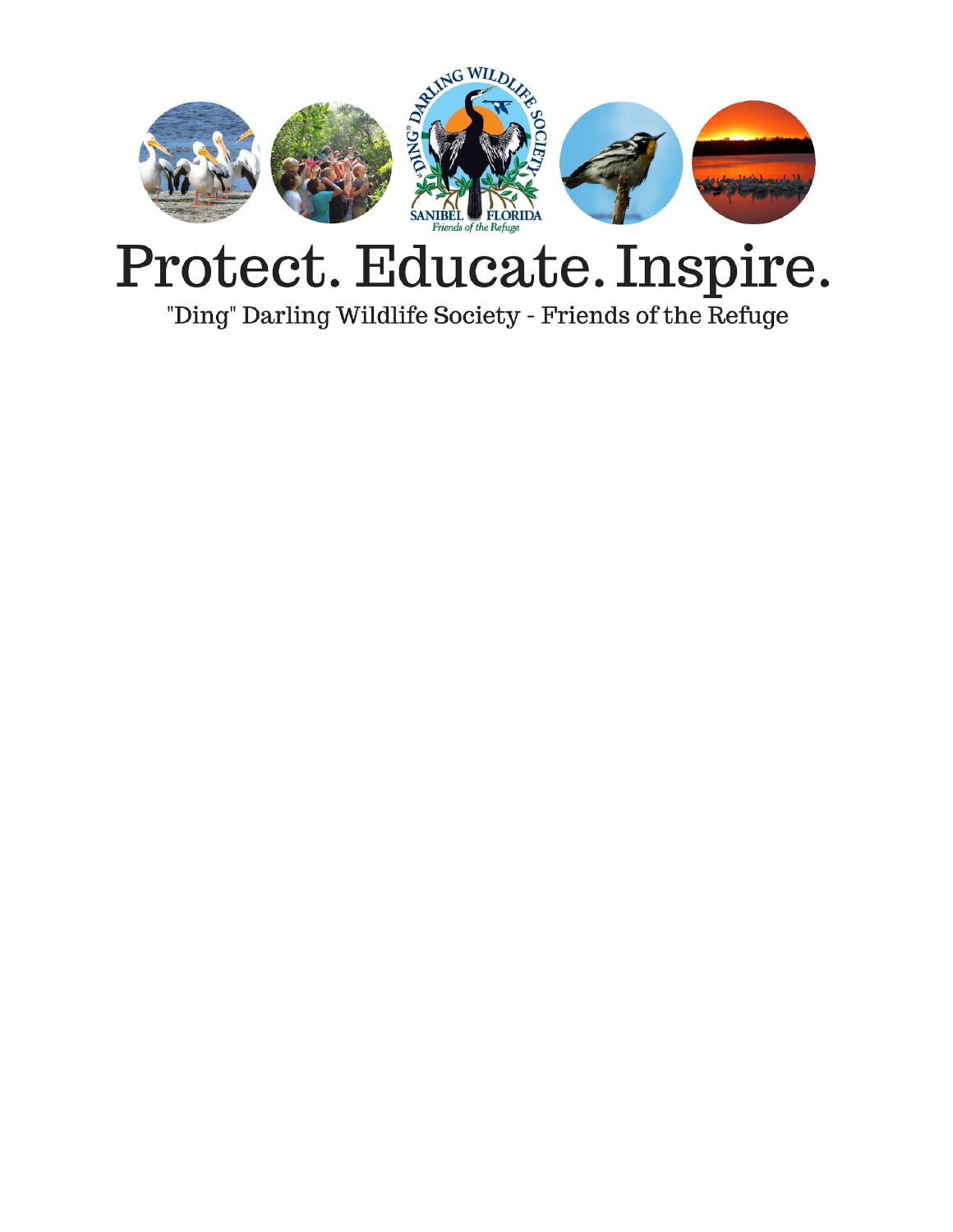# Protect. Educate. Inspire.

"Ding" Darling Wildlife Society - Friends of the Refuge